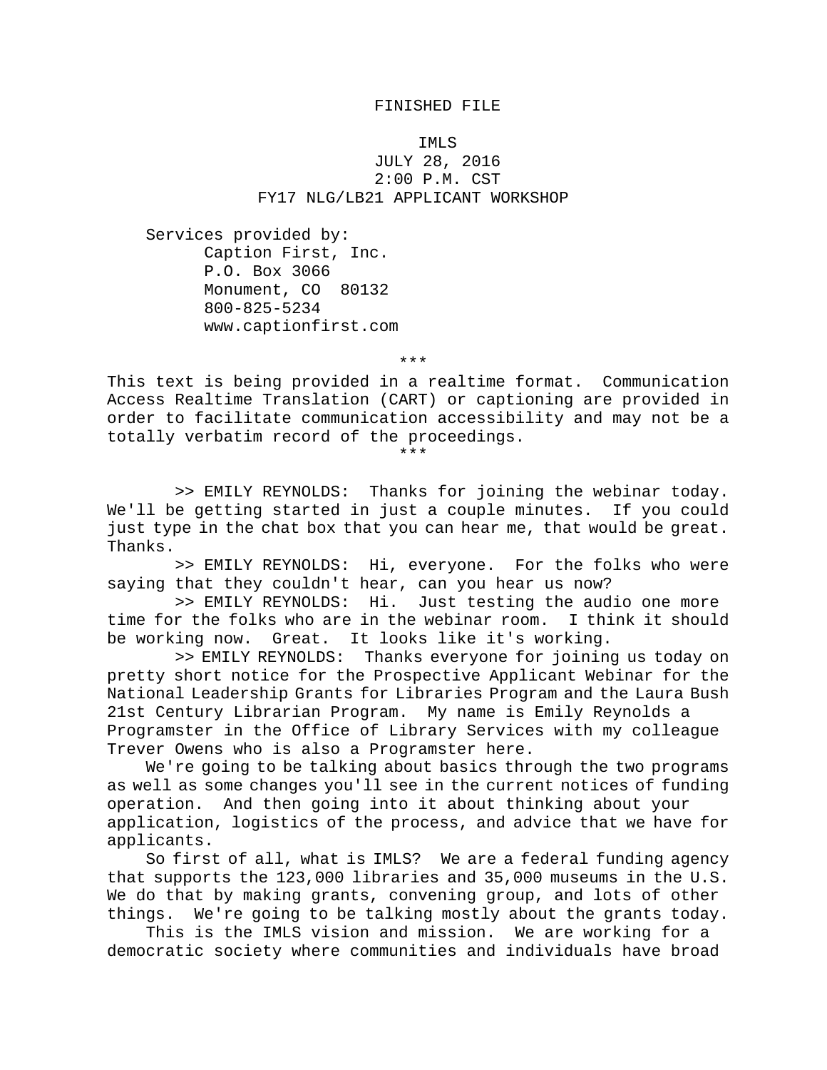FINISHED FILE

IMLS
JULY 28, 2016
2:00 P.M. CST
FY17 NLG/LB21 APPLICANT WORKSHOP

Services provided by:
Caption First, Inc.
P.O. Box 3066
Monument, CO 80132
800-825-5234
www.captionfirst.com

***

This text is being provided in a realtime format. Communication Access Realtime Translation (CART) or captioning are provided in order to facilitate communication accessibility and may not be a totally verbatim record of the proceedings.

***

>> EMILY REYNOLDS: Thanks for joining the webinar today. We'll be getting started in just a couple minutes. If you could just type in the chat box that you can hear me, that would be great. Thanks.

>> EMILY REYNOLDS: Hi, everyone. For the folks who were saying that they couldn't hear, can you hear us now?

>> EMILY REYNOLDS: Hi. Just testing the audio one more time for the folks who are in the webinar room. I think it should be working now. Great. It looks like it's working.

>> EMILY REYNOLDS: Thanks everyone for joining us today on pretty short notice for the Prospective Applicant Webinar for the National Leadership Grants for Libraries Program and the Laura Bush 21st Century Librarian Program. My name is Emily Reynolds a Programster in the Office of Library Services with my colleague Trever Owens who is also a Programster here.

We're going to be talking about basics through the two programs as well as some changes you'll see in the current notices of funding operation. And then going into it about thinking about your application, logistics of the process, and advice that we have for applicants.

So first of all, what is IMLS? We are a federal funding agency that supports the 123,000 libraries and 35,000 museums in the U.S. We do that by making grants, convening group, and lots of other things. We're going to be talking mostly about the grants today.

This is the IMLS vision and mission. We are working for a democratic society where communities and individuals have broad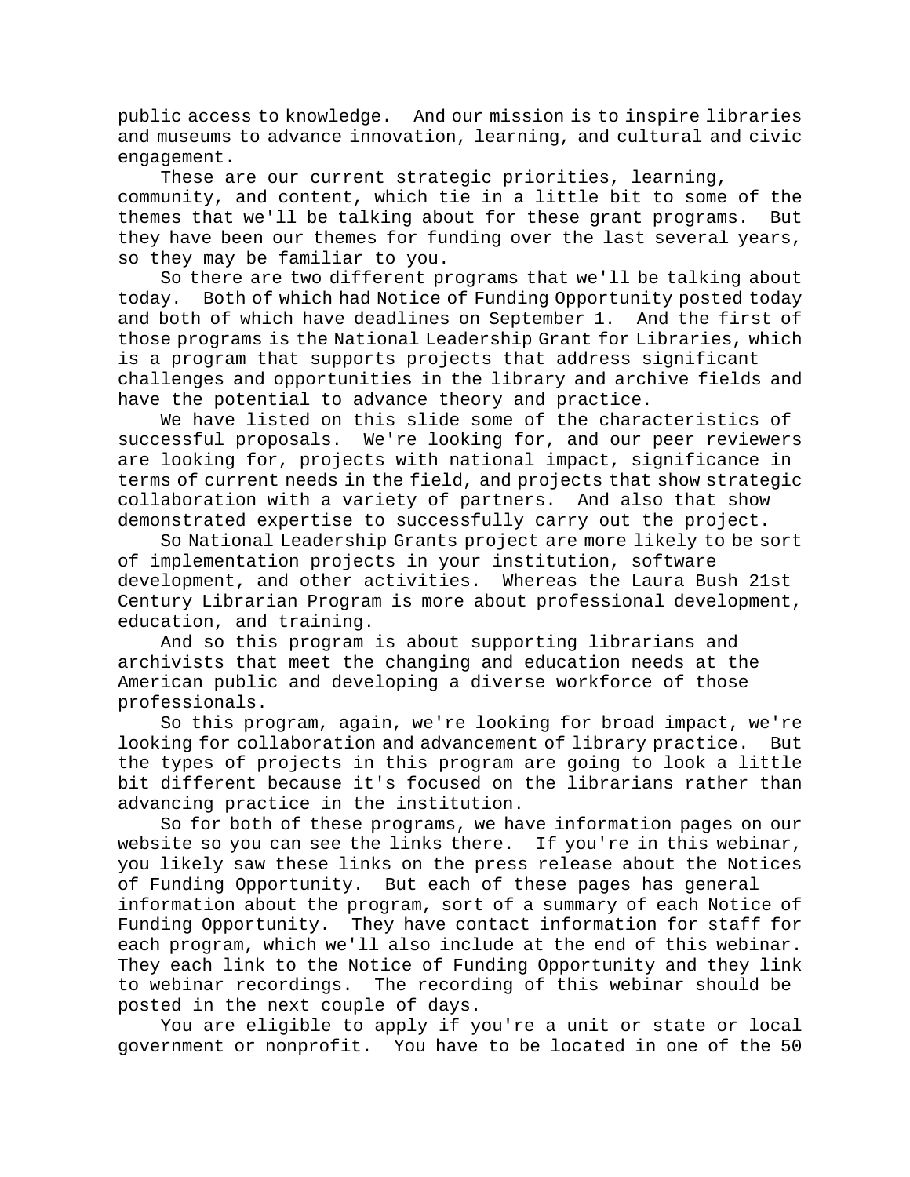public access to knowledge. And our mission is to inspire libraries and museums to advance innovation, learning, and cultural and civic engagement.

These are our current strategic priorities, learning, community, and content, which tie in a little bit to some of the themes that we'll be talking about for these grant programs. But they have been our themes for funding over the last several years, so they may be familiar to you.

So there are two different programs that we'll be talking about today. Both of which had Notice of Funding Opportunity posted today and both of which have deadlines on September 1. And the first of those programs is the National Leadership Grant for Libraries, which is a program that supports projects that address significant challenges and opportunities in the library and archive fields and have the potential to advance theory and practice.

We have listed on this slide some of the characteristics of successful proposals. We're looking for, and our peer reviewers are looking for, projects with national impact, significance in terms of current needs in the field, and projects that show strategic collaboration with a variety of partners. And also that show demonstrated expertise to successfully carry out the project.

So National Leadership Grants project are more likely to be sort of implementation projects in your institution, software development, and other activities. Whereas the Laura Bush 21st Century Librarian Program is more about professional development, education, and training.

And so this program is about supporting librarians and archivists that meet the changing and education needs at the American public and developing a diverse workforce of those professionals.

So this program, again, we're looking for broad impact, we're looking for collaboration and advancement of library practice. But the types of projects in this program are going to look a little bit different because it's focused on the librarians rather than advancing practice in the institution.

So for both of these programs, we have information pages on our website so you can see the links there. If you're in this webinar, you likely saw these links on the press release about the Notices of Funding Opportunity. But each of these pages has general information about the program, sort of a summary of each Notice of Funding Opportunity. They have contact information for staff for each program, which we'll also include at the end of this webinar. They each link to the Notice of Funding Opportunity and they link to webinar recordings. The recording of this webinar should be posted in the next couple of days.

You are eligible to apply if you're a unit or state or local government or nonprofit. You have to be located in one of the 50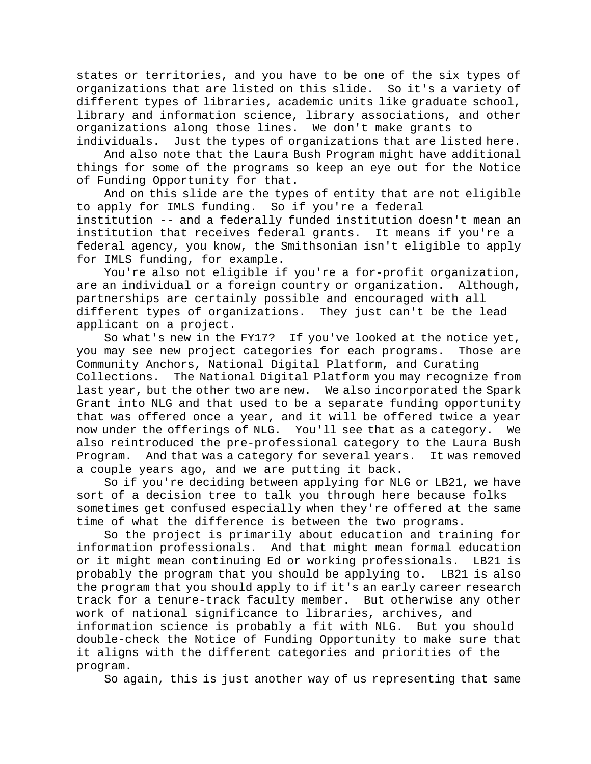states or territories, and you have to be one of the six types of organizations that are listed on this slide. So it's a variety of different types of libraries, academic units like graduate school, library and information science, library associations, and other organizations along those lines. We don't make grants to individuals. Just the types of organizations that are listed here.

And also note that the Laura Bush Program might have additional things for some of the programs so keep an eye out for the Notice of Funding Opportunity for that.

And on this slide are the types of entity that are not eligible to apply for IMLS funding. So if you're a federal institution -- and a federally funded institution doesn't mean an institution that receives federal grants. It means if you're a federal agency, you know, the Smithsonian isn't eligible to apply for IMLS funding, for example.

You're also not eligible if you're a for-profit organization, are an individual or a foreign country or organization. Although, partnerships are certainly possible and encouraged with all different types of organizations. They just can't be the lead applicant on a project.

So what's new in the FY17? If you've looked at the notice yet, you may see new project categories for each programs. Those are Community Anchors, National Digital Platform, and Curating Collections. The National Digital Platform you may recognize from last year, but the other two are new. We also incorporated the Spark Grant into NLG and that used to be a separate funding opportunity that was offered once a year, and it will be offered twice a year now under the offerings of NLG. You'll see that as a category. We also reintroduced the pre-professional category to the Laura Bush Program. And that was a category for several years. It was removed a couple years ago, and we are putting it back.

So if you're deciding between applying for NLG or LB21, we have sort of a decision tree to talk you through here because folks sometimes get confused especially when they're offered at the same time of what the difference is between the two programs.

So the project is primarily about education and training for information professionals. And that might mean formal education or it might mean continuing Ed or working professionals. LB21 is probably the program that you should be applying to. LB21 is also the program that you should apply to if it's an early career research track for a tenure-track faculty member. But otherwise any other work of national significance to libraries, archives, and information science is probably a fit with NLG. But you should double-check the Notice of Funding Opportunity to make sure that it aligns with the different categories and priorities of the program.

So again, this is just another way of us representing that same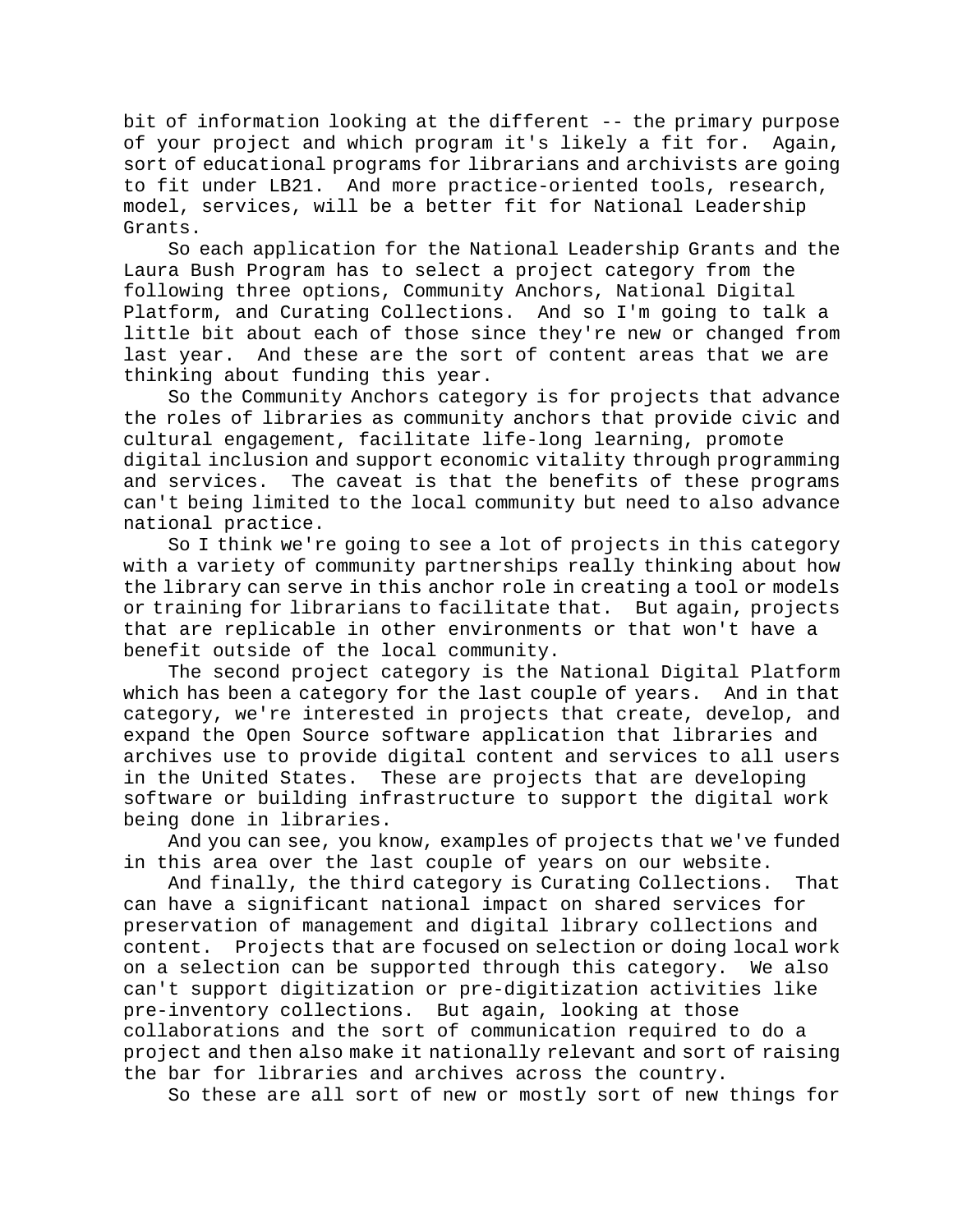bit of information looking at the different -- the primary purpose of your project and which program it's likely a fit for. Again, sort of educational programs for librarians and archivists are going to fit under LB21. And more practice-oriented tools, research, model, services, will be a better fit for National Leadership Grants.

So each application for the National Leadership Grants and the Laura Bush Program has to select a project category from the following three options, Community Anchors, National Digital Platform, and Curating Collections. And so I'm going to talk a little bit about each of those since they're new or changed from last year. And these are the sort of content areas that we are thinking about funding this year.

So the Community Anchors category is for projects that advance the roles of libraries as community anchors that provide civic and cultural engagement, facilitate life-long learning, promote digital inclusion and support economic vitality through programming and services. The caveat is that the benefits of these programs can't being limited to the local community but need to also advance national practice.

So I think we're going to see a lot of projects in this category with a variety of community partnerships really thinking about how the library can serve in this anchor role in creating a tool or models or training for librarians to facilitate that. But again, projects that are replicable in other environments or that won't have a benefit outside of the local community.

The second project category is the National Digital Platform which has been a category for the last couple of years. And in that category, we're interested in projects that create, develop, and expand the Open Source software application that libraries and archives use to provide digital content and services to all users in the United States. These are projects that are developing software or building infrastructure to support the digital work being done in libraries.

And you can see, you know, examples of projects that we've funded in this area over the last couple of years on our website.

And finally, the third category is Curating Collections. That can have a significant national impact on shared services for preservation of management and digital library collections and content. Projects that are focused on selection or doing local work on a selection can be supported through this category. We also can't support digitization or pre-digitization activities like pre-inventory collections. But again, looking at those collaborations and the sort of communication required to do a project and then also make it nationally relevant and sort of raising the bar for libraries and archives across the country.

So these are all sort of new or mostly sort of new things for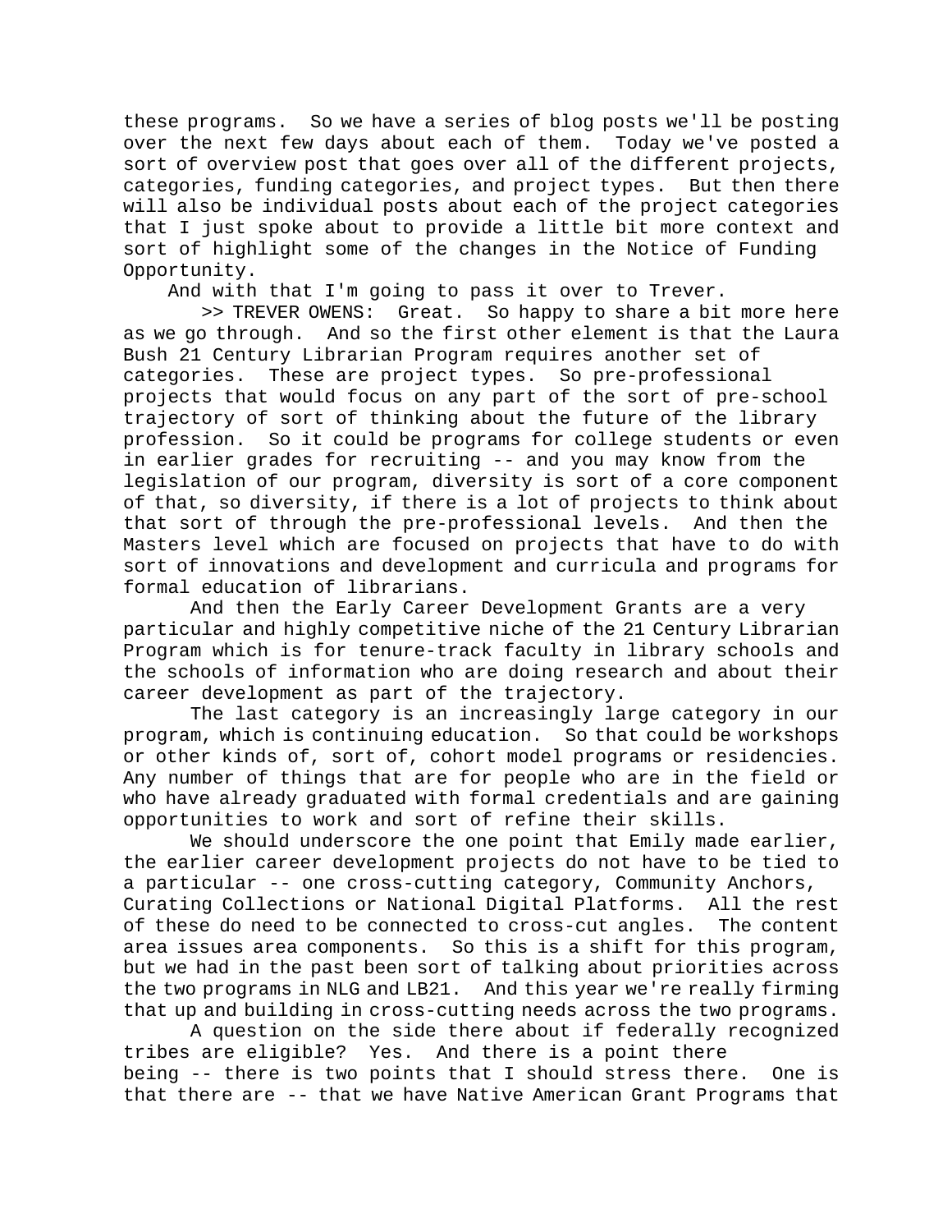these programs. So we have a series of blog posts we'll be posting over the next few days about each of them. Today we've posted a sort of overview post that goes over all of the different projects, categories, funding categories, and project types. But then there will also be individual posts about each of the project categories that I just spoke about to provide a little bit more context and sort of highlight some of the changes in the Notice of Funding Opportunity.

And with that I'm going to pass it over to Trever.

>> TREVER OWENS: Great. So happy to share a bit more here as we go through. And so the first other element is that the Laura Bush 21 Century Librarian Program requires another set of categories. These are project types. So pre-professional projects that would focus on any part of the sort of pre-school trajectory of sort of thinking about the future of the library profession. So it could be programs for college students or even in earlier grades for recruiting -- and you may know from the legislation of our program, diversity is sort of a core component of that, so diversity, if there is a lot of projects to think about that sort of through the pre-professional levels. And then the Masters level which are focused on projects that have to do with sort of innovations and development and curricula and programs for formal education of librarians.

And then the Early Career Development Grants are a very particular and highly competitive niche of the 21 Century Librarian Program which is for tenure-track faculty in library schools and the schools of information who are doing research and about their career development as part of the trajectory.

The last category is an increasingly large category in our program, which is continuing education. So that could be workshops or other kinds of, sort of, cohort model programs or residencies. Any number of things that are for people who are in the field or who have already graduated with formal credentials and are gaining opportunities to work and sort of refine their skills.

We should underscore the one point that Emily made earlier, the earlier career development projects do not have to be tied to a particular -- one cross-cutting category, Community Anchors, Curating Collections or National Digital Platforms. All the rest of these do need to be connected to cross-cut angles. The content area issues area components. So this is a shift for this program, but we had in the past been sort of talking about priorities across the two programs in NLG and LB21. And this year we're really firming that up and building in cross-cutting needs across the two programs.

A question on the side there about if federally recognized tribes are eligible? Yes. And there is a point there being -- there is two points that I should stress there. One is that there are -- that we have Native American Grant Programs that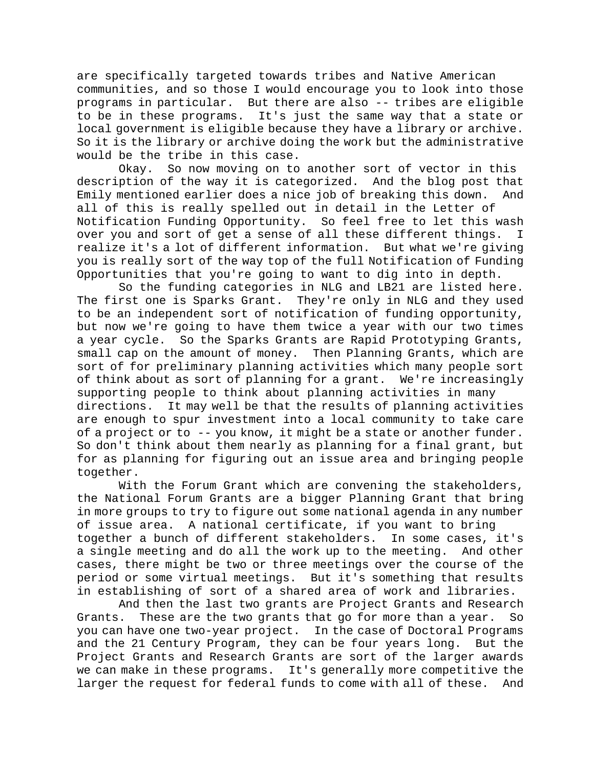are specifically targeted towards tribes and Native American communities, and so those I would encourage you to look into those programs in particular. But there are also -- tribes are eligible to be in these programs. It's just the same way that a state or local government is eligible because they have a library or archive. So it is the library or archive doing the work but the administrative would be the tribe in this case.

Okay. So now moving on to another sort of vector in this description of the way it is categorized. And the blog post that Emily mentioned earlier does a nice job of breaking this down. And all of this is really spelled out in detail in the Letter of Notification Funding Opportunity. So feel free to let this wash over you and sort of get a sense of all these different things. I realize it's a lot of different information. But what we're giving you is really sort of the way top of the full Notification of Funding Opportunities that you're going to want to dig into in depth.

So the funding categories in NLG and LB21 are listed here. The first one is Sparks Grant. They're only in NLG and they used to be an independent sort of notification of funding opportunity, but now we're going to have them twice a year with our two times a year cycle. So the Sparks Grants are Rapid Prototyping Grants, small cap on the amount of money. Then Planning Grants, which are sort of for preliminary planning activities which many people sort of think about as sort of planning for a grant. We're increasingly supporting people to think about planning activities in many directions. It may well be that the results of planning activities are enough to spur investment into a local community to take care of a project or to -- you know, it might be a state or another funder. So don't think about them nearly as planning for a final grant, but for as planning for figuring out an issue area and bringing people together.

With the Forum Grant which are convening the stakeholders, the National Forum Grants are a bigger Planning Grant that bring in more groups to try to figure out some national agenda in any number of issue area. A national certificate, if you want to bring together a bunch of different stakeholders. In some cases, it's a single meeting and do all the work up to the meeting. And other cases, there might be two or three meetings over the course of the period or some virtual meetings. But it's something that results in establishing of sort of a shared area of work and libraries.

And then the last two grants are Project Grants and Research Grants. These are the two grants that go for more than a year. So you can have one two-year project. In the case of Doctoral Programs and the 21 Century Program, they can be four years long. But the Project Grants and Research Grants are sort of the larger awards we can make in these programs. It's generally more competitive the larger the request for federal funds to come with all of these. And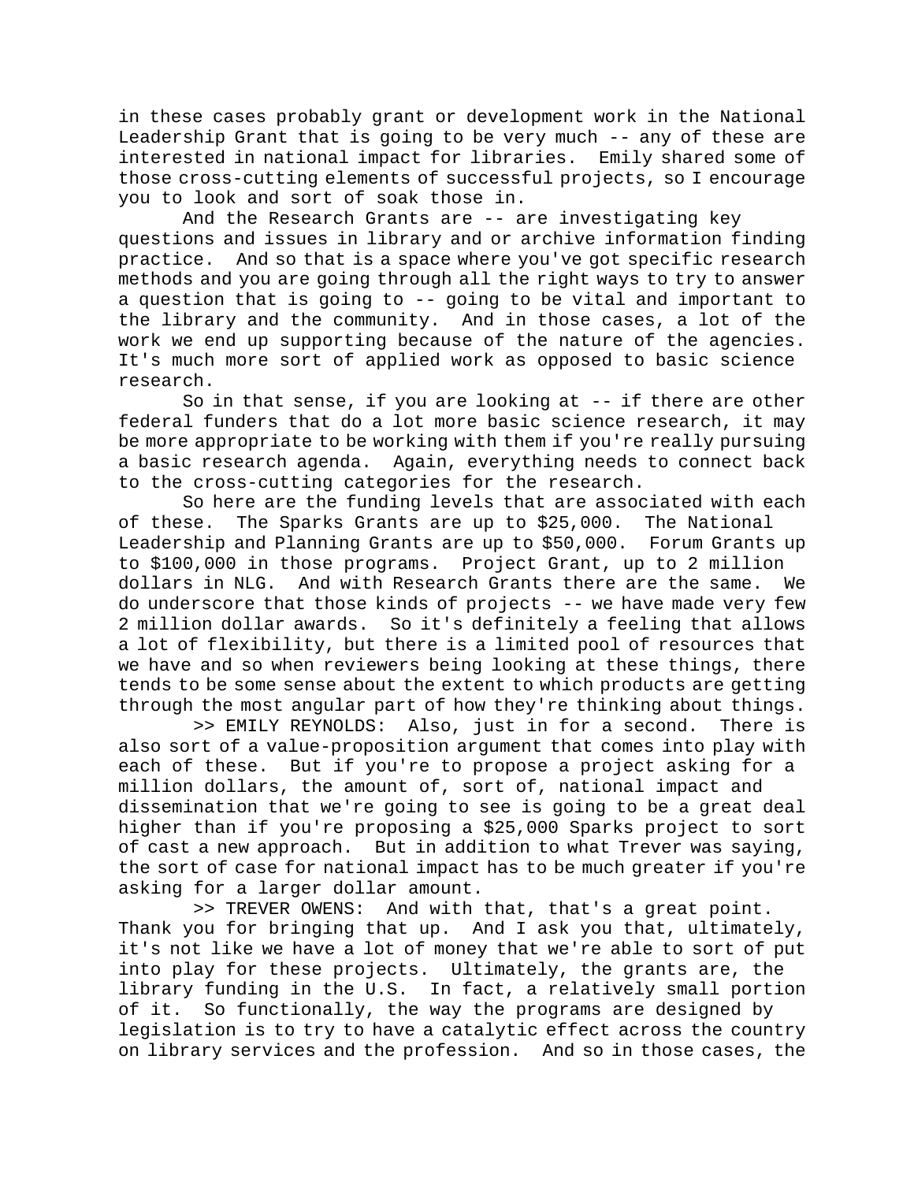in these cases probably grant or development work in the National Leadership Grant that is going to be very much -- any of these are interested in national impact for libraries. Emily shared some of those cross-cutting elements of successful projects, so I encourage you to look and sort of soak those in.

And the Research Grants are -- are investigating key questions and issues in library and or archive information finding practice. And so that is a space where you've got specific research methods and you are going through all the right ways to try to answer a question that is going to -- going to be vital and important to the library and the community. And in those cases, a lot of the work we end up supporting because of the nature of the agencies. It's much more sort of applied work as opposed to basic science research.

So in that sense, if you are looking at -- if there are other federal funders that do a lot more basic science research, it may be more appropriate to be working with them if you're really pursuing a basic research agenda. Again, everything needs to connect back to the cross-cutting categories for the research.

So here are the funding levels that are associated with each of these. The Sparks Grants are up to $25,000. The National Leadership and Planning Grants are up to $50,000. Forum Grants up to $100,000 in those programs. Project Grant, up to 2 million dollars in NLG. And with Research Grants there are the same. We do underscore that those kinds of projects -- we have made very few 2 million dollar awards. So it's definitely a feeling that allows a lot of flexibility, but there is a limited pool of resources that we have and so when reviewers being looking at these things, there tends to be some sense about the extent to which products are getting through the most angular part of how they're thinking about things.

>> EMILY REYNOLDS: Also, just in for a second. There is also sort of a value-proposition argument that comes into play with each of these. But if you're to propose a project asking for a million dollars, the amount of, sort of, national impact and dissemination that we're going to see is going to be a great deal higher than if you're proposing a $25,000 Sparks project to sort of cast a new approach. But in addition to what Trever was saying, the sort of case for national impact has to be much greater if you're asking for a larger dollar amount.

>> TREVER OWENS: And with that, that's a great point. Thank you for bringing that up. And I ask you that, ultimately, it's not like we have a lot of money that we're able to sort of put into play for these projects. Ultimately, the grants are, the library funding in the U.S. In fact, a relatively small portion of it. So functionally, the way the programs are designed by legislation is to try to have a catalytic effect across the country on library services and the profession. And so in those cases, the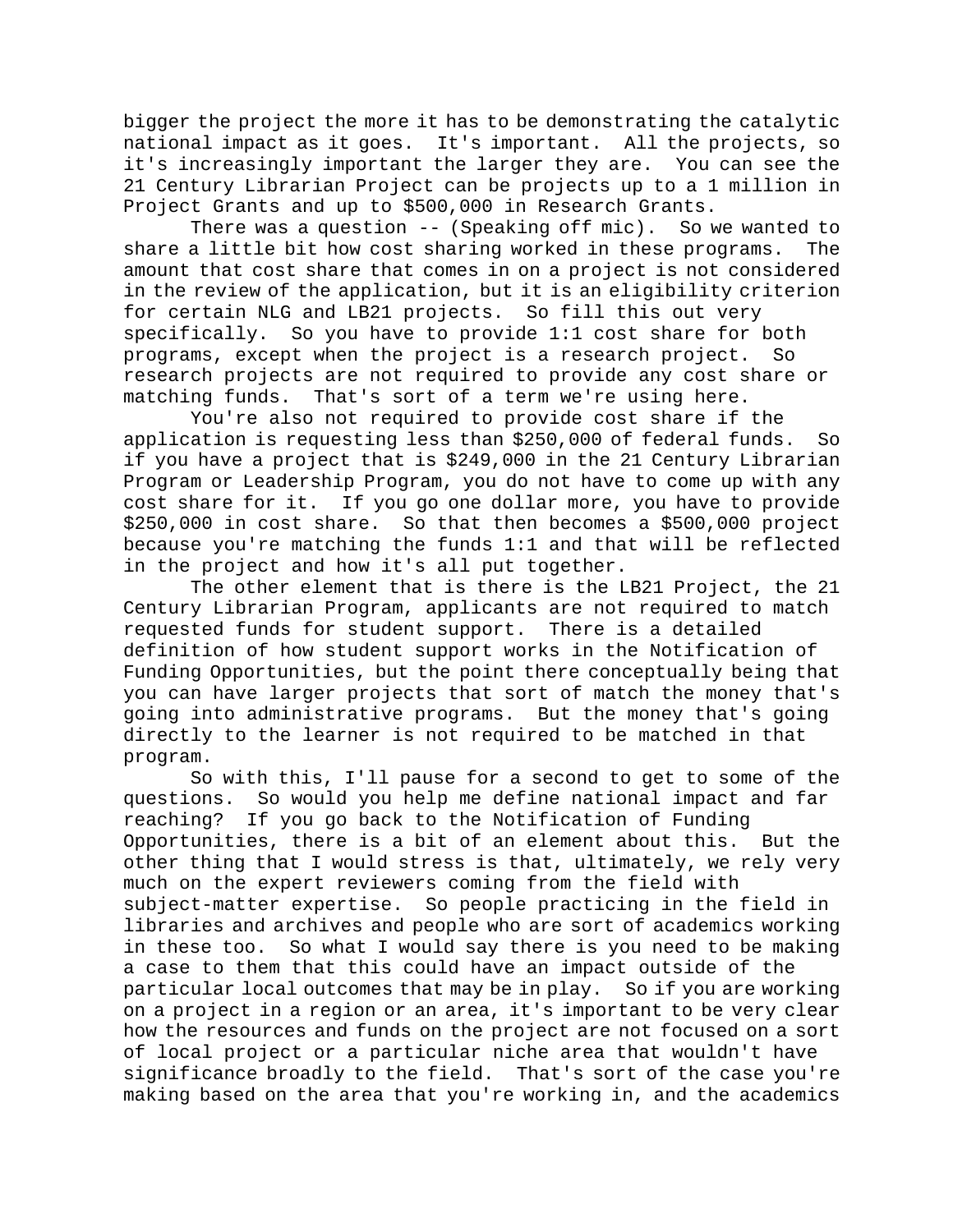bigger the project the more it has to be demonstrating the catalytic national impact as it goes. It's important. All the projects, so it's increasingly important the larger they are. You can see the 21 Century Librarian Project can be projects up to a 1 million in Project Grants and up to $500,000 in Research Grants.

There was a question -- (Speaking off mic). So we wanted to share a little bit how cost sharing worked in these programs. The amount that cost share that comes in on a project is not considered in the review of the application, but it is an eligibility criterion for certain NLG and LB21 projects. So fill this out very specifically. So you have to provide 1:1 cost share for both programs, except when the project is a research project. So research projects are not required to provide any cost share or matching funds. That's sort of a term we're using here.

You're also not required to provide cost share if the application is requesting less than $250,000 of federal funds. So if you have a project that is $249,000 in the 21 Century Librarian Program or Leadership Program, you do not have to come up with any cost share for it. If you go one dollar more, you have to provide $250,000 in cost share. So that then becomes a $500,000 project because you're matching the funds 1:1 and that will be reflected in the project and how it's all put together.

The other element that is there is the LB21 Project, the 21 Century Librarian Program, applicants are not required to match requested funds for student support. There is a detailed definition of how student support works in the Notification of Funding Opportunities, but the point there conceptually being that you can have larger projects that sort of match the money that's going into administrative programs. But the money that's going directly to the learner is not required to be matched in that program.

So with this, I'll pause for a second to get to some of the questions. So would you help me define national impact and far reaching? If you go back to the Notification of Funding Opportunities, there is a bit of an element about this. But the other thing that I would stress is that, ultimately, we rely very much on the expert reviewers coming from the field with subject-matter expertise. So people practicing in the field in libraries and archives and people who are sort of academics working in these too. So what I would say there is you need to be making a case to them that this could have an impact outside of the particular local outcomes that may be in play. So if you are working on a project in a region or an area, it's important to be very clear how the resources and funds on the project are not focused on a sort of local project or a particular niche area that wouldn't have significance broadly to the field. That's sort of the case you're making based on the area that you're working in, and the academics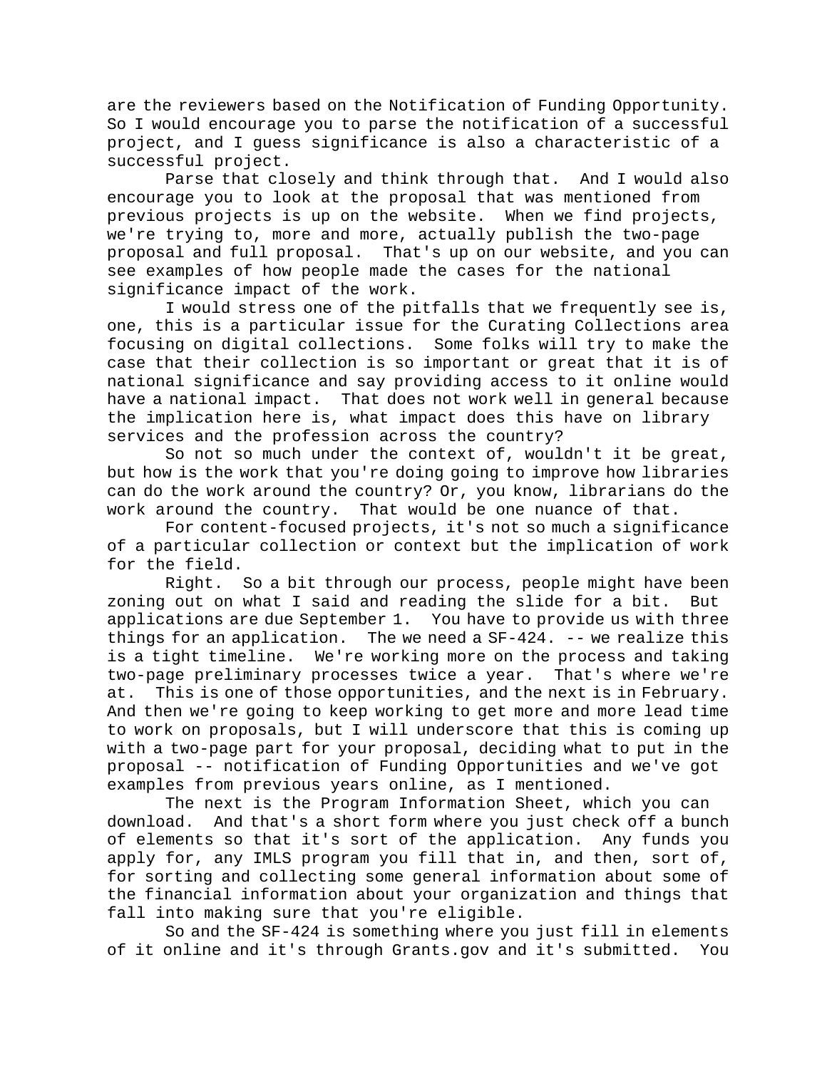are the reviewers based on the Notification of Funding Opportunity. So I would encourage you to parse the notification of a successful project, and I guess significance is also a characteristic of a successful project.

Parse that closely and think through that. And I would also encourage you to look at the proposal that was mentioned from previous projects is up on the website. When we find projects, we're trying to, more and more, actually publish the two-page proposal and full proposal. That's up on our website, and you can see examples of how people made the cases for the national significance impact of the work.

I would stress one of the pitfalls that we frequently see is, one, this is a particular issue for the Curating Collections area focusing on digital collections. Some folks will try to make the case that their collection is so important or great that it is of national significance and say providing access to it online would have a national impact. That does not work well in general because the implication here is, what impact does this have on library services and the profession across the country?

So not so much under the context of, wouldn't it be great, but how is the work that you're doing going to improve how libraries can do the work around the country? Or, you know, librarians do the work around the country. That would be one nuance of that.

For content-focused projects, it's not so much a significance of a particular collection or context but the implication of work for the field.

Right. So a bit through our process, people might have been zoning out on what I said and reading the slide for a bit. But applications are due September 1. You have to provide us with three things for an application. The we need a SF-424. -- we realize this is a tight timeline. We're working more on the process and taking two-page preliminary processes twice a year. That's where we're at. This is one of those opportunities, and the next is in February. And then we're going to keep working to get more and more lead time to work on proposals, but I will underscore that this is coming up with a two-page part for your proposal, deciding what to put in the proposal -- notification of Funding Opportunities and we've got examples from previous years online, as I mentioned.

The next is the Program Information Sheet, which you can download. And that's a short form where you just check off a bunch of elements so that it's sort of the application. Any funds you apply for, any IMLS program you fill that in, and then, sort of, for sorting and collecting some general information about some of the financial information about your organization and things that fall into making sure that you're eligible.

So and the SF-424 is something where you just fill in elements of it online and it's through Grants.gov and it's submitted. You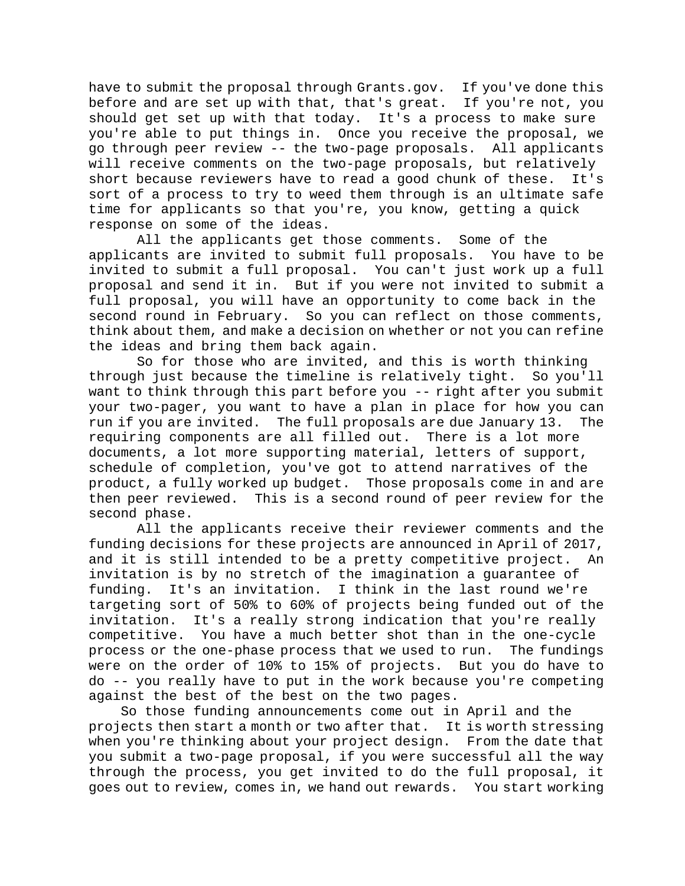have to submit the proposal through Grants.gov. If you've done this before and are set up with that, that's great. If you're not, you should get set up with that today. It's a process to make sure you're able to put things in. Once you receive the proposal, we go through peer review -- the two-page proposals. All applicants will receive comments on the two-page proposals, but relatively short because reviewers have to read a good chunk of these. It's sort of a process to try to weed them through is an ultimate safe time for applicants so that you're, you know, getting a quick response on some of the ideas.

All the applicants get those comments. Some of the applicants are invited to submit full proposals. You have to be invited to submit a full proposal. You can't just work up a full proposal and send it in. But if you were not invited to submit a full proposal, you will have an opportunity to come back in the second round in February. So you can reflect on those comments, think about them, and make a decision on whether or not you can refine the ideas and bring them back again.

So for those who are invited, and this is worth thinking through just because the timeline is relatively tight. So you'll want to think through this part before you -- right after you submit your two-pager, you want to have a plan in place for how you can run if you are invited. The full proposals are due January 13. The requiring components are all filled out. There is a lot more documents, a lot more supporting material, letters of support, schedule of completion, you've got to attend narratives of the product, a fully worked up budget. Those proposals come in and are then peer reviewed. This is a second round of peer review for the second phase.

All the applicants receive their reviewer comments and the funding decisions for these projects are announced in April of 2017, and it is still intended to be a pretty competitive project. An invitation is by no stretch of the imagination a guarantee of funding. It's an invitation. I think in the last round we're targeting sort of 50% to 60% of projects being funded out of the invitation. It's a really strong indication that you're really competitive. You have a much better shot than in the one-cycle process or the one-phase process that we used to run. The fundings were on the order of 10% to 15% of projects. But you do have to do -- you really have to put in the work because you're competing against the best of the best on the two pages.

So those funding announcements come out in April and the projects then start a month or two after that. It is worth stressing when you're thinking about your project design. From the date that you submit a two-page proposal, if you were successful all the way through the process, you get invited to do the full proposal, it goes out to review, comes in, we hand out rewards. You start working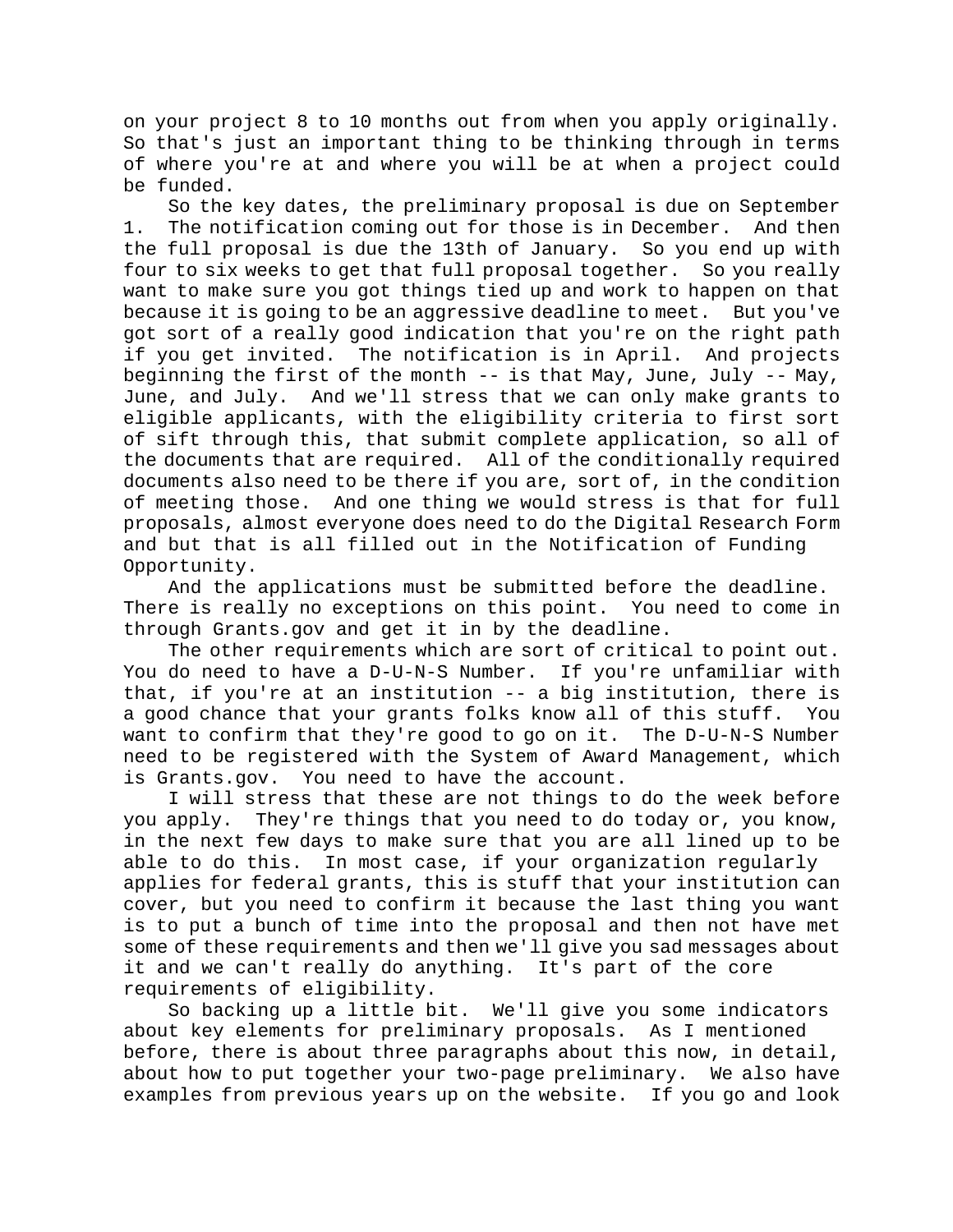on your project 8 to 10 months out from when you apply originally. So that's just an important thing to be thinking through in terms of where you're at and where you will be at when a project could be funded.

So the key dates, the preliminary proposal is due on September 1. The notification coming out for those is in December. And then the full proposal is due the 13th of January. So you end up with four to six weeks to get that full proposal together. So you really want to make sure you got things tied up and work to happen on that because it is going to be an aggressive deadline to meet. But you've got sort of a really good indication that you're on the right path if you get invited. The notification is in April. And projects beginning the first of the month -- is that May, June, July -- May, June, and July. And we'll stress that we can only make grants to eligible applicants, with the eligibility criteria to first sort of sift through this, that submit complete application, so all of the documents that are required. All of the conditionally required documents also need to be there if you are, sort of, in the condition of meeting those. And one thing we would stress is that for full proposals, almost everyone does need to do the Digital Research Form and but that is all filled out in the Notification of Funding Opportunity.

And the applications must be submitted before the deadline. There is really no exceptions on this point. You need to come in through Grants.gov and get it in by the deadline.

The other requirements which are sort of critical to point out. You do need to have a D-U-N-S Number. If you're unfamiliar with that, if you're at an institution -- a big institution, there is a good chance that your grants folks know all of this stuff. You want to confirm that they're good to go on it. The D-U-N-S Number need to be registered with the System of Award Management, which is Grants.gov. You need to have the account.

I will stress that these are not things to do the week before you apply. They're things that you need to do today or, you know, in the next few days to make sure that you are all lined up to be able to do this. In most case, if your organization regularly applies for federal grants, this is stuff that your institution can cover, but you need to confirm it because the last thing you want is to put a bunch of time into the proposal and then not have met some of these requirements and then we'll give you sad messages about it and we can't really do anything. It's part of the core requirements of eligibility.

So backing up a little bit. We'll give you some indicators about key elements for preliminary proposals. As I mentioned before, there is about three paragraphs about this now, in detail, about how to put together your two-page preliminary. We also have examples from previous years up on the website. If you go and look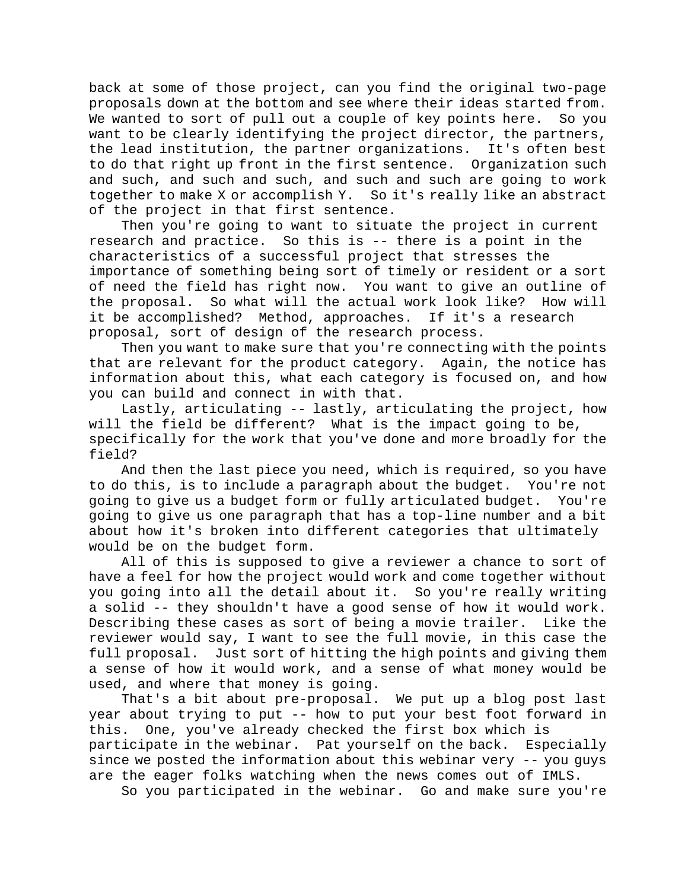back at some of those project, can you find the original two-page proposals down at the bottom and see where their ideas started from. We wanted to sort of pull out a couple of key points here. So you want to be clearly identifying the project director, the partners, the lead institution, the partner organizations. It's often best to do that right up front in the first sentence. Organization such and such, and such and such, and such and such are going to work together to make X or accomplish Y. So it's really like an abstract of the project in that first sentence.

Then you're going to want to situate the project in current research and practice. So this is -- there is a point in the characteristics of a successful project that stresses the importance of something being sort of timely or resident or a sort of need the field has right now. You want to give an outline of the proposal. So what will the actual work look like? How will it be accomplished? Method, approaches. If it's a research proposal, sort of design of the research process.

Then you want to make sure that you're connecting with the points that are relevant for the product category. Again, the notice has information about this, what each category is focused on, and how you can build and connect in with that.

Lastly, articulating -- lastly, articulating the project, how will the field be different? What is the impact going to be, specifically for the work that you've done and more broadly for the field?

And then the last piece you need, which is required, so you have to do this, is to include a paragraph about the budget. You're not going to give us a budget form or fully articulated budget. You're going to give us one paragraph that has a top-line number and a bit about how it's broken into different categories that ultimately would be on the budget form.

All of this is supposed to give a reviewer a chance to sort of have a feel for how the project would work and come together without you going into all the detail about it. So you're really writing a solid -- they shouldn't have a good sense of how it would work. Describing these cases as sort of being a movie trailer. Like the reviewer would say, I want to see the full movie, in this case the full proposal. Just sort of hitting the high points and giving them a sense of how it would work, and a sense of what money would be used, and where that money is going.

That's a bit about pre-proposal. We put up a blog post last year about trying to put -- how to put your best foot forward in this. One, you've already checked the first box which is participate in the webinar. Pat yourself on the back. Especially since we posted the information about this webinar very -- you guys are the eager folks watching when the news comes out of IMLS.

So you participated in the webinar. Go and make sure you're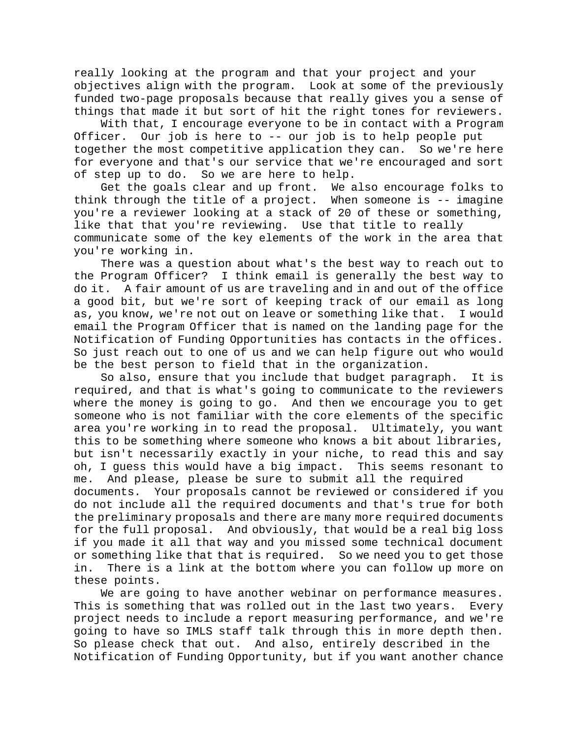really looking at the program and that your project and your objectives align with the program. Look at some of the previously funded two-page proposals because that really gives you a sense of things that made it but sort of hit the right tones for reviewers.

With that, I encourage everyone to be in contact with a Program Officer. Our job is here to -- our job is to help people put together the most competitive application they can. So we're here for everyone and that's our service that we're encouraged and sort of step up to do. So we are here to help.

Get the goals clear and up front. We also encourage folks to think through the title of a project. When someone is -- imagine you're a reviewer looking at a stack of 20 of these or something, like that that you're reviewing. Use that title to really communicate some of the key elements of the work in the area that you're working in.

There was a question about what's the best way to reach out to the Program Officer? I think email is generally the best way to do it. A fair amount of us are traveling and in and out of the office a good bit, but we're sort of keeping track of our email as long as, you know, we're not out on leave or something like that. I would email the Program Officer that is named on the landing page for the Notification of Funding Opportunities has contacts in the offices. So just reach out to one of us and we can help figure out who would be the best person to field that in the organization.

So also, ensure that you include that budget paragraph. It is required, and that is what's going to communicate to the reviewers where the money is going to go. And then we encourage you to get someone who is not familiar with the core elements of the specific area you're working in to read the proposal. Ultimately, you want this to be something where someone who knows a bit about libraries, but isn't necessarily exactly in your niche, to read this and say oh, I guess this would have a big impact. This seems resonant to me. And please, please be sure to submit all the required documents. Your proposals cannot be reviewed or considered if you do not include all the required documents and that's true for both the preliminary proposals and there are many more required documents for the full proposal. And obviously, that would be a real big loss if you made it all that way and you missed some technical document or something like that that is required. So we need you to get those in. There is a link at the bottom where you can follow up more on these points.

We are going to have another webinar on performance measures. This is something that was rolled out in the last two years. Every project needs to include a report measuring performance, and we're going to have so IMLS staff talk through this in more depth then. So please check that out. And also, entirely described in the Notification of Funding Opportunity, but if you want another chance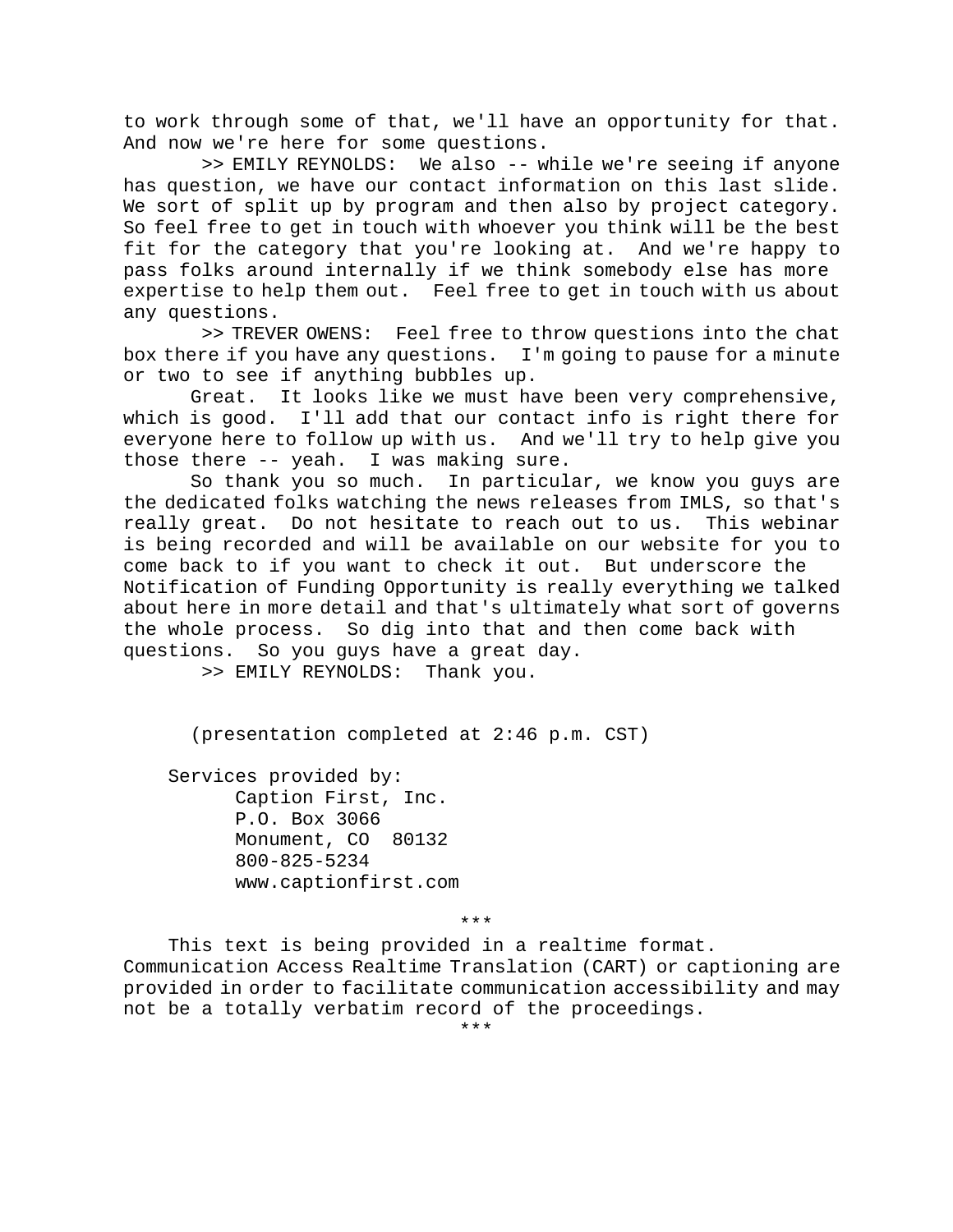to work through some of that, we'll have an opportunity for that. And now we're here for some questions.

>> EMILY REYNOLDS: We also -- while we're seeing if anyone has question, we have our contact information on this last slide. We sort of split up by program and then also by project category. So feel free to get in touch with whoever you think will be the best fit for the category that you're looking at. And we're happy to pass folks around internally if we think somebody else has more expertise to help them out. Feel free to get in touch with us about any questions.

>> TREVER OWENS: Feel free to throw questions into the chat box there if you have any questions. I'm going to pause for a minute or two to see if anything bubbles up.

Great. It looks like we must have been very comprehensive, which is good. I'll add that our contact info is right there for everyone here to follow up with us. And we'll try to help give you those there -- yeah. I was making sure.

So thank you so much. In particular, we know you guys are the dedicated folks watching the news releases from IMLS, so that's really great. Do not hesitate to reach out to us. This webinar is being recorded and will be available on our website for you to come back to if you want to check it out. But underscore the Notification of Funding Opportunity is really everything we talked about here in more detail and that's ultimately what sort of governs the whole process. So dig into that and then come back with questions. So you guys have a great day.

>> EMILY REYNOLDS: Thank you.

(presentation completed at 2:46 p.m. CST)

Services provided by:
Caption First, Inc.
P.O. Box 3066
Monument, CO 80132
800-825-5234
www.captionfirst.com

***

This text is being provided in a realtime format. Communication Access Realtime Translation (CART) or captioning are provided in order to facilitate communication accessibility and may not be a totally verbatim record of the proceedings.

***